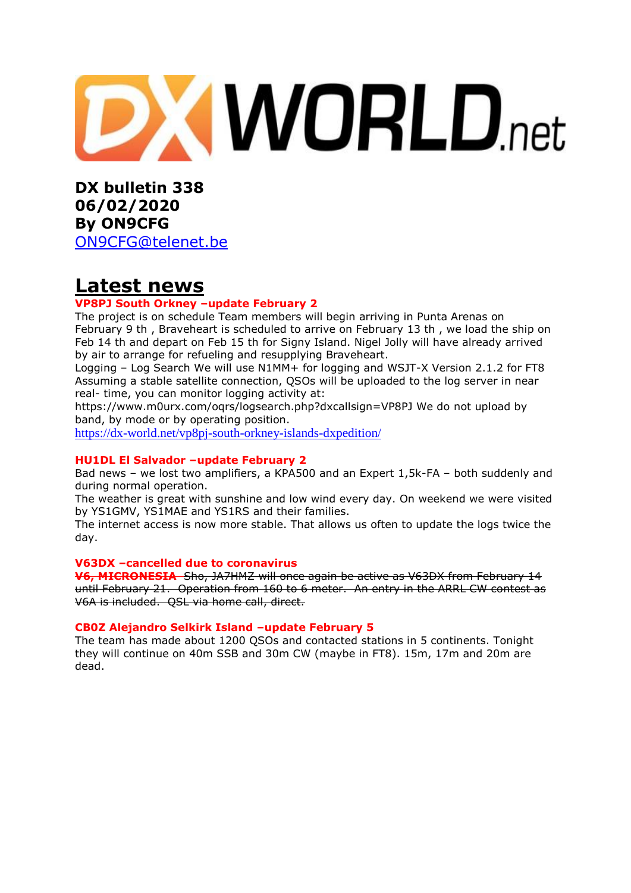**DXWORLD.net**

# DX bulletin 338
# 06/02/2020
# By ON9CFG

[ON9CFG@telenet.be](mailto:ON9CFG@telenet.be)

## Latest news

### VP8PJ South Orkney –update February 2

The project is on schedule Team members will begin arriving in Punta Arenas on February 9 th , Braveheart is scheduled to arrive on February 13 th , we load the ship on Feb 14 th and depart on Feb 15 th for Signy Island. Nigel Jolly will have already arrived by air to arrange for refueling and resupplying Braveheart.
Logging – Log Search We will use N1MM+ for logging and WSJT-X Version 2.1.2 for FT8 Assuming a stable satellite connection, QSOs will be uploaded to the log server in near real- time, you can monitor logging activity at:
https://www.m0urx.com/oqrs/logsearch.php?dxcallsign=VP8PJ We do not upload by band, by mode or by operating position.
https://dx-world.net/vp8pj-south-orkney-islands-dxpedition/

### HU1DL El Salvador –update February 2

Bad news – we lost two amplifiers, a KPA500 and an Expert 1,5k-FA – both suddenly and during normal operation.
The weather is great with sunshine and low wind every day. On weekend we were visited by YS1GMV, YS1MAE and YS1RS and their families.
The internet access is now more stable. That allows us often to update the logs twice the day.

### V63DX –cancelled due to coronavirus

~~**V6, MICRONESIA** Sho, JA7HMZ will once again be active as V63DX from February 14 until February 21. Operation from 160 to 6 meter. An entry in the ARRL CW contest as V6A is included. QSL via home call, direct.~~

### CB0Z Alejandro Selkirk Island –update February 5

The team has made about 1200 QSOs and contacted stations in 5 continents. Tonight they will continue on 40m SSB and 30m CW (maybe in FT8). 15m, 17m and 20m are dead.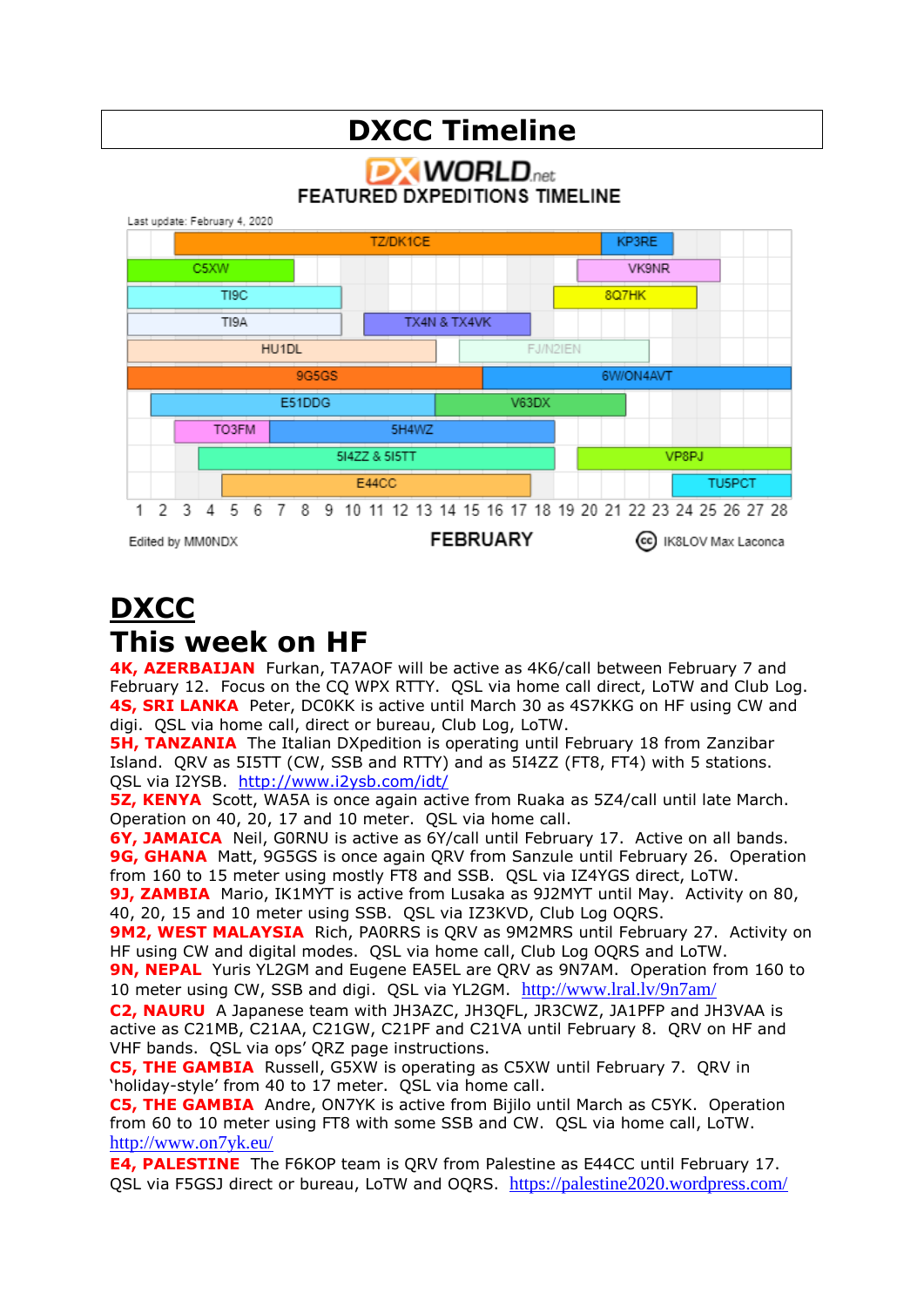# DXCC Timeline

DX WORLD.net
FEATURED DXPEDITIONS TIMELINE

Last update: February 4, 2020

TZ/DK1CE, KP3RE, C5XW, VK9NR, TI9C, 8Q7HK, TI9A, TX4N & TX4VK, HU1DL, FJ/N2IEN, 9G5GS, 6W/ON4AVT, E51DDG, V63DX, TO3FM, 5H4WZ, 5I4ZZ & 5I5TT, VP8PJ, E44CC, TU5PCT

1 2 3 4 5 6 7 8 9 10 11 12 13 14 15 16 17 18 19 20 21 22 23 24 25 26 27 28

Edited by MM0NDX FEBRUARY IK8LOV Max Laconca

# DXCC

## This week on HF

**4K, AZERBAIJAN** Furkan, TA7AOF will be active as 4K6/call between February 7 and February 12. Focus on the CQ WPX RTTY. QSL via home call direct, LoTW and Club Log.

**4S, SRI LANKA** Peter, DC0KK is active until March 30 as 4S7KKG on HF using CW and digi. QSL via home call, direct or bureau, Club Log, LoTW.

**5H, TANZANIA** The Italian DXpedition is operating until February 18 from Zanzibar Island. QRV as 5I5TT (CW, SSB and RTTY) and as 5I4ZZ (FT8, FT4) with 5 stations. QSL via I2YSB. http://www.i2ysb.com/idt/

**5Z, KENYA** Scott, WA5A is once again active from Ruaka as 5Z4/call until late March. Operation on 40, 20, 17 and 10 meter. QSL via home call.

**6Y, JAMAICA** Neil, G0RNU is active as 6Y/call until February 17. Active on all bands.

**9G, GHANA** Matt, 9G5GS is once again QRV from Sanzule until February 26. Operation from 160 to 15 meter using mostly FT8 and SSB. QSL via IZ4YGS direct, LoTW.

**9J, ZAMBIA** Mario, IK1MYT is active from Lusaka as 9J2MYT until May. Activity on 80, 40, 20, 15 and 10 meter using SSB. QSL via IZ3KVD, Club Log OQRS.

**9M2, WEST MALAYSIA** Rich, PA0RRS is QRV as 9M2MRS until February 27. Activity on HF using CW and digital modes. QSL via home call, Club Log OQRS and LoTW.

**9N, NEPAL** Yuris YL2GM and Eugene EA5EL are QRV as 9N7AM. Operation from 160 to 10 meter using CW, SSB and digi. QSL via YL2GM. http://www.lral.lv/9n7am/

**C2, NAURU** A Japanese team with JH3AZC, JH3QFL, JR3CWZ, JA1PFP and JH3VAA is active as C21MB, C21AA, C21GW, C21PF and C21VA until February 8. QRV on HF and VHF bands. QSL via ops' QRZ page instructions.

**C5, THE GAMBIA** Russell, G5XW is operating as C5XW until February 7. QRV in 'holiday-style' from 40 to 17 meter. QSL via home call.

**C5, THE GAMBIA** Andre, ON7YK is active from Bijilo until March as C5YK. Operation from 60 to 10 meter using FT8 with some SSB and CW. QSL via home call, LoTW. http://www.on7yk.eu/

**E4, PALESTINE** The F6KOP team is QRV from Palestine as E44CC until February 17. QSL via F5GSJ direct or bureau, LoTW and OQRS. https://palestine2020.wordpress.com/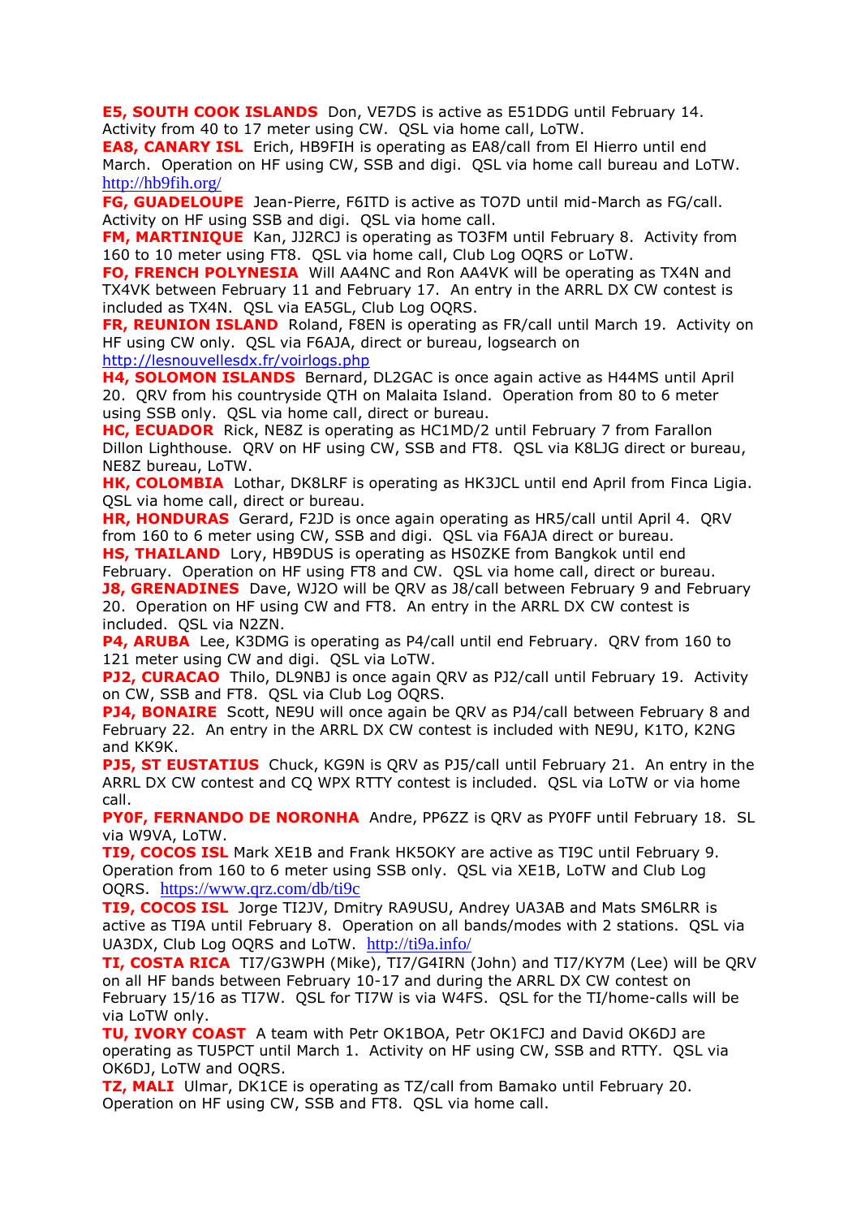**E5, SOUTH COOK ISLANDS** Don, VE7DS is active as E51DDG until February 14. Activity from 40 to 17 meter using CW. QSL via home call, LoTW.

**EA8, CANARY ISL** Erich, HB9FIH is operating as EA8/call from El Hierro until end March. Operation on HF using CW, SSB and digi. QSL via home call bureau and LoTW. http://hb9fih.org/

**FG, GUADELOUPE** Jean-Pierre, F6ITD is active as TO7D until mid-March as FG/call. Activity on HF using SSB and digi. QSL via home call.

**FM, MARTINIQUE** Kan, JJ2RCJ is operating as TO3FM until February 8. Activity from 160 to 10 meter using FT8. QSL via home call, Club Log OQRS or LoTW.

**FO, FRENCH POLYNESIA** Will AA4NC and Ron AA4VK will be operating as TX4N and TX4VK between February 11 and February 17. An entry in the ARRL DX CW contest is included as TX4N. QSL via EA5GL, Club Log OQRS.

**FR, REUNION ISLAND** Roland, F8EN is operating as FR/call until March 19. Activity on HF using CW only. QSL via F6AJA, direct or bureau, logsearch on http://lesnouvellesdx.fr/voirlogs.php

**H4, SOLOMON ISLANDS** Bernard, DL2GAC is once again active as H44MS until April 20. QRV from his countryside QTH on Malaita Island. Operation from 80 to 6 meter using SSB only. QSL via home call, direct or bureau.

**HC, ECUADOR** Rick, NE8Z is operating as HC1MD/2 until February 7 from Farallon Dillon Lighthouse. QRV on HF using CW, SSB and FT8. QSL via K8LJG direct or bureau, NE8Z bureau, LoTW.

**HK, COLOMBIA** Lothar, DK8LRF is operating as HK3JCL until end April from Finca Ligia. QSL via home call, direct or bureau.

**HR, HONDURAS** Gerard, F2JD is once again operating as HR5/call until April 4. QRV from 160 to 6 meter using CW, SSB and digi. QSL via F6AJA direct or bureau.

**HS, THAILAND** Lory, HB9DUS is operating as HS0ZKE from Bangkok until end February. Operation on HF using FT8 and CW. QSL via home call, direct or bureau.

**J8, GRENADINES** Dave, WJ2O will be QRV as J8/call between February 9 and February 20. Operation on HF using CW and FT8. An entry in the ARRL DX CW contest is included. QSL via N2ZN.

**P4, ARUBA** Lee, K3DMG is operating as P4/call until end February. QRV from 160 to 121 meter using CW and digi. QSL via LoTW.

**PJ2, CURACAO** Thilo, DL9NBJ is once again QRV as PJ2/call until February 19. Activity on CW, SSB and FT8. QSL via Club Log OQRS.

**PJ4, BONAIRE** Scott, NE9U will once again be QRV as PJ4/call between February 8 and February 22. An entry in the ARRL DX CW contest is included with NE9U, K1TO, K2NG and KK9K.

**PJ5, ST EUSTATIUS** Chuck, KG9N is QRV as PJ5/call until February 21. An entry in the ARRL DX CW contest and CQ WPX RTTY contest is included. QSL via LoTW or via home call.

**PY0F, FERNANDO DE NORONHA** Andre, PP6ZZ is QRV as PY0FF until February 18. SL via W9VA, LoTW.

**TI9, COCOS ISL** Mark XE1B and Frank HK5OKY are active as TI9C until February 9. Operation from 160 to 6 meter using SSB only. QSL via XE1B, LoTW and Club Log OQRS. https://www.qrz.com/db/ti9c

**TI9, COCOS ISL** Jorge TI2JV, Dmitry RA9USU, Andrey UA3AB and Mats SM6LRR is active as TI9A until February 8. Operation on all bands/modes with 2 stations. QSL via UA3DX, Club Log OQRS and LoTW. http://ti9a.info/

**TI, COSTA RICA** TI7/G3WPH (Mike), TI7/G4IRN (John) and TI7/KY7M (Lee) will be QRV on all HF bands between February 10-17 and during the ARRL DX CW contest on February 15/16 as TI7W. QSL for TI7W is via W4FS. QSL for the TI/home-calls will be via LoTW only.

**TU, IVORY COAST** A team with Petr OK1BOA, Petr OK1FCJ and David OK6DJ are operating as TU5PCT until March 1. Activity on HF using CW, SSB and RTTY. QSL via OK6DJ, LoTW and OQRS.

**TZ, MALI** Ulmar, DK1CE is operating as TZ/call from Bamako until February 20. Operation on HF using CW, SSB and FT8. QSL via home call.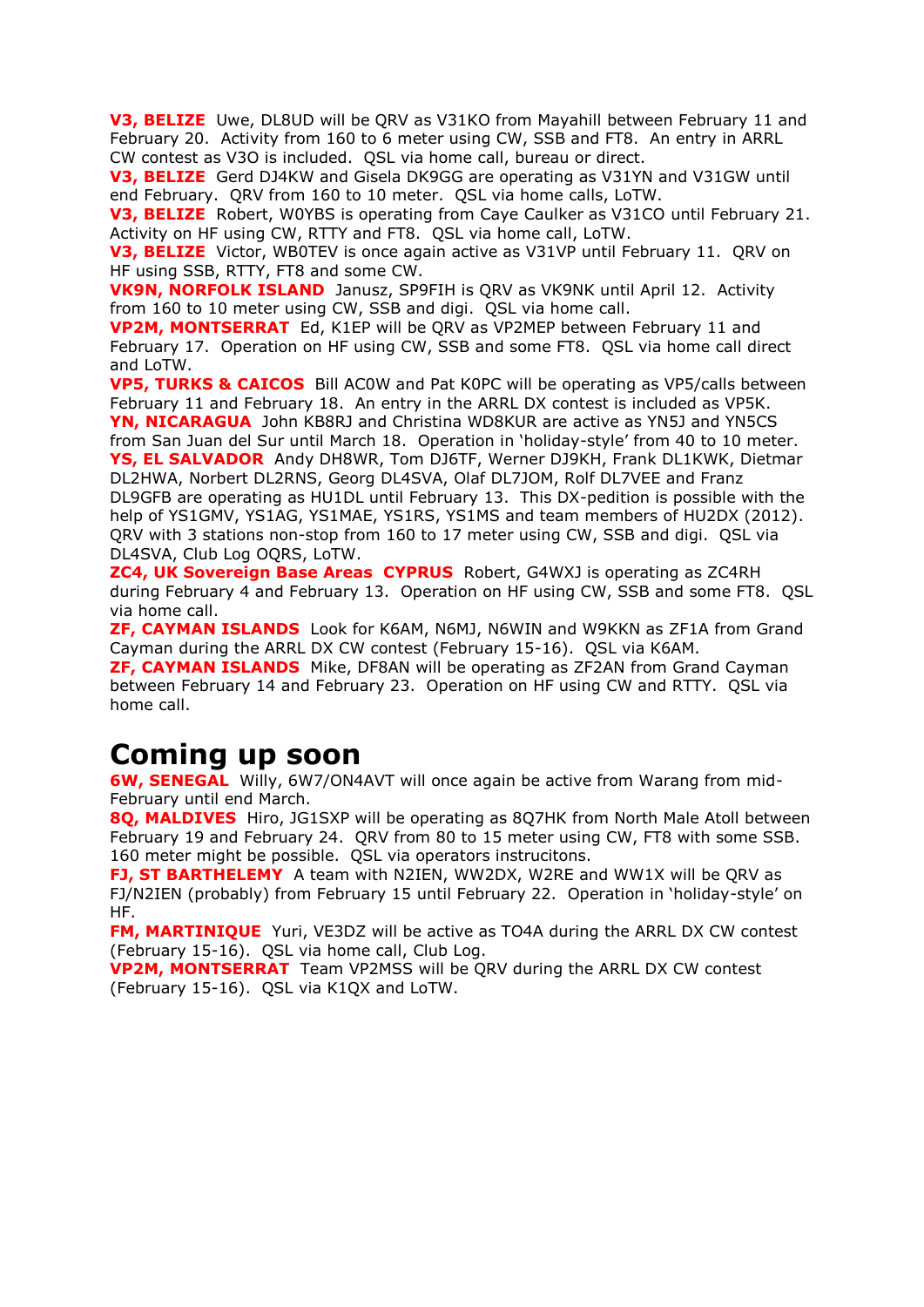**V3, BELIZE** Uwe, DL8UD will be QRV as V31KO from Mayahill between February 11 and February 20. Activity from 160 to 6 meter using CW, SSB and FT8. An entry in ARRL CW contest as V3O is included. QSL via home call, bureau or direct.

**V3, BELIZE** Gerd DJ4KW and Gisela DK9GG are operating as V31YN and V31GW until end February. QRV from 160 to 10 meter. QSL via home calls, LoTW.

**V3, BELIZE** Robert, W0YBS is operating from Caye Caulker as V31CO until February 21. Activity on HF using CW, RTTY and FT8. QSL via home call, LoTW.

**V3, BELIZE** Victor, WB0TEV is once again active as V31VP until February 11. QRV on HF using SSB, RTTY, FT8 and some CW.

**VK9N, NORFOLK ISLAND** Janusz, SP9FIH is QRV as VK9NK until April 12. Activity from 160 to 10 meter using CW, SSB and digi. QSL via home call.

**VP2M, MONTSERRAT** Ed, K1EP will be QRV as VP2MEP between February 11 and February 17. Operation on HF using CW, SSB and some FT8. QSL via home call direct and LoTW.

**VP5, TURKS & CAICOS** Bill AC0W and Pat K0PC will be operating as VP5/calls between February 11 and February 18. An entry in the ARRL DX contest is included as VP5K.

**YN, NICARAGUA** John KB8RJ and Christina WD8KUR are active as YN5J and YN5CS from San Juan del Sur until March 18. Operation in 'holiday-style' from 40 to 10 meter.

**YS, EL SALVADOR** Andy DH8WR, Tom DJ6TF, Werner DJ9KH, Frank DL1KWK, Dietmar DL2HWA, Norbert DL2RNS, Georg DL4SVA, Olaf DL7JOM, Rolf DL7VEE and Franz DL9GFB are operating as HU1DL until February 13. This DX-pedition is possible with the help of YS1GMV, YS1AG, YS1MAE, YS1RS, YS1MS and team members of HU2DX (2012). QRV with 3 stations non-stop from 160 to 17 meter using CW, SSB and digi. QSL via DL4SVA, Club Log OQRS, LoTW.

**ZC4, UK Sovereign Base Areas CYPRUS** Robert, G4WXJ is operating as ZC4RH during February 4 and February 13. Operation on HF using CW, SSB and some FT8. QSL via home call.

**ZF, CAYMAN ISLANDS** Look for K6AM, N6MJ, N6WIN and W9KKN as ZF1A from Grand Cayman during the ARRL DX CW contest (February 15-16). QSL via K6AM.

**ZF, CAYMAN ISLANDS** Mike, DF8AN will be operating as ZF2AN from Grand Cayman between February 14 and February 23. Operation on HF using CW and RTTY. QSL via home call.

# Coming up soon

**6W, SENEGAL** Willy, 6W7/ON4AVT will once again be active from Warang from mid-February until end March.

**8Q, MALDIVES** Hiro, JG1SXP will be operating as 8Q7HK from North Male Atoll between February 19 and February 24. QRV from 80 to 15 meter using CW, FT8 with some SSB. 160 meter might be possible. QSL via operators instrucitons.

**FJ, ST BARTHELEMY** A team with N2IEN, WW2DX, W2RE and WW1X will be QRV as FJ/N2IEN (probably) from February 15 until February 22. Operation in 'holiday-style' on HF.

**FM, MARTINIQUE** Yuri, VE3DZ will be active as TO4A during the ARRL DX CW contest (February 15-16). QSL via home call, Club Log.

**VP2M, MONTSERRAT** Team VP2MSS will be QRV during the ARRL DX CW contest (February 15-16). QSL via K1QX and LoTW.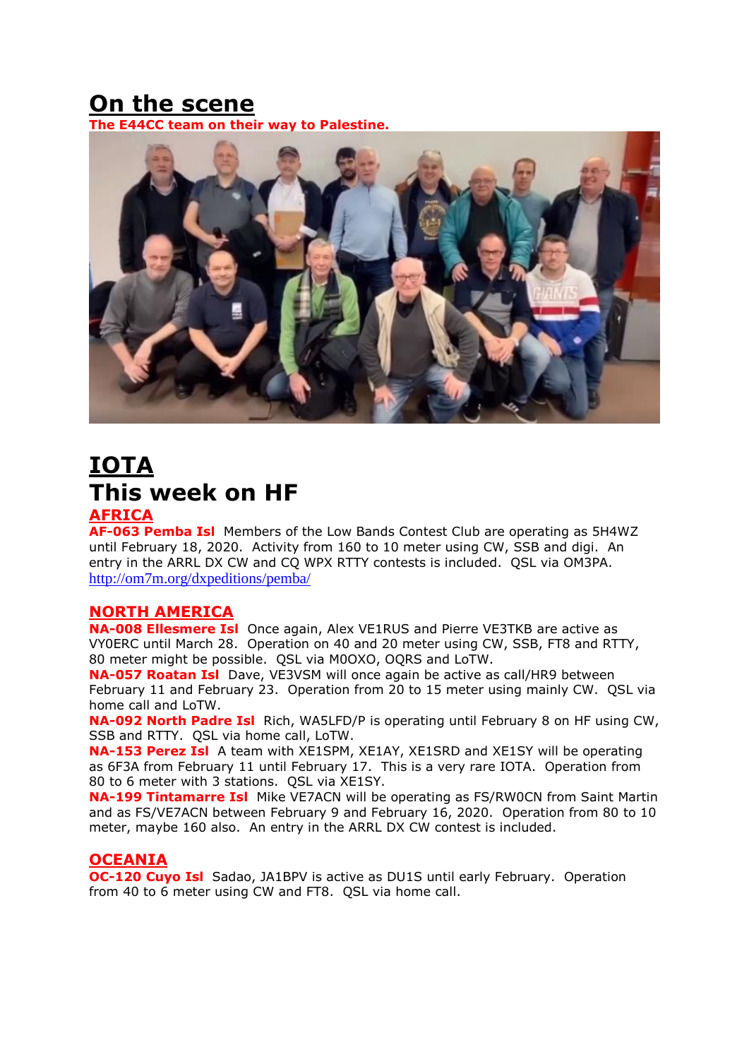# On the scene

**The E44CC team on their way to Palestine.**

# IOTA

# This week on HF

## AFRICA

**AF-063 Pemba Isl** Members of the Low Bands Contest Club are operating as 5H4WZ until February 18, 2020. Activity from 160 to 10 meter using CW, SSB and digi. An entry in the ARRL DX CW and CQ WPX RTTY contests is included. QSL via OM3PA. http://om7m.org/dxpeditions/pemba/

## NORTH AMERICA

**NA-008 Ellesmere Isl** Once again, Alex VE1RUS and Pierre VE3TKB are active as VY0ERC until March 28. Operation on 40 and 20 meter using CW, SSB, FT8 and RTTY, 80 meter might be possible. QSL via M0OXO, OQRS and LoTW.

**NA-057 Roatan Isl** Dave, VE3VSM will once again be active as call/HR9 between February 11 and February 23. Operation from 20 to 15 meter using mainly CW. QSL via home call and LoTW.

**NA-092 North Padre Isl** Rich, WA5LFD/P is operating until February 8 on HF using CW, SSB and RTTY. QSL via home call, LoTW.

**NA-153 Perez Isl** A team with XE1SPM, XE1AY, XE1SRD and XE1SY will be operating as 6F3A from February 11 until February 17. This is a very rare IOTA. Operation from 80 to 6 meter with 3 stations. QSL via XE1SY.

**NA-199 Tintamarre Isl** Mike VE7ACN will be operating as FS/RW0CN from Saint Martin and as FS/VE7ACN between February 9 and February 16, 2020. Operation from 80 to 10 meter, maybe 160 also. An entry in the ARRL DX CW contest is included.

## OCEANIA

**OC-120 Cuyo Isl** Sadao, JA1BPV is active as DU1S until early February. Operation from 40 to 6 meter using CW and FT8. QSL via home call.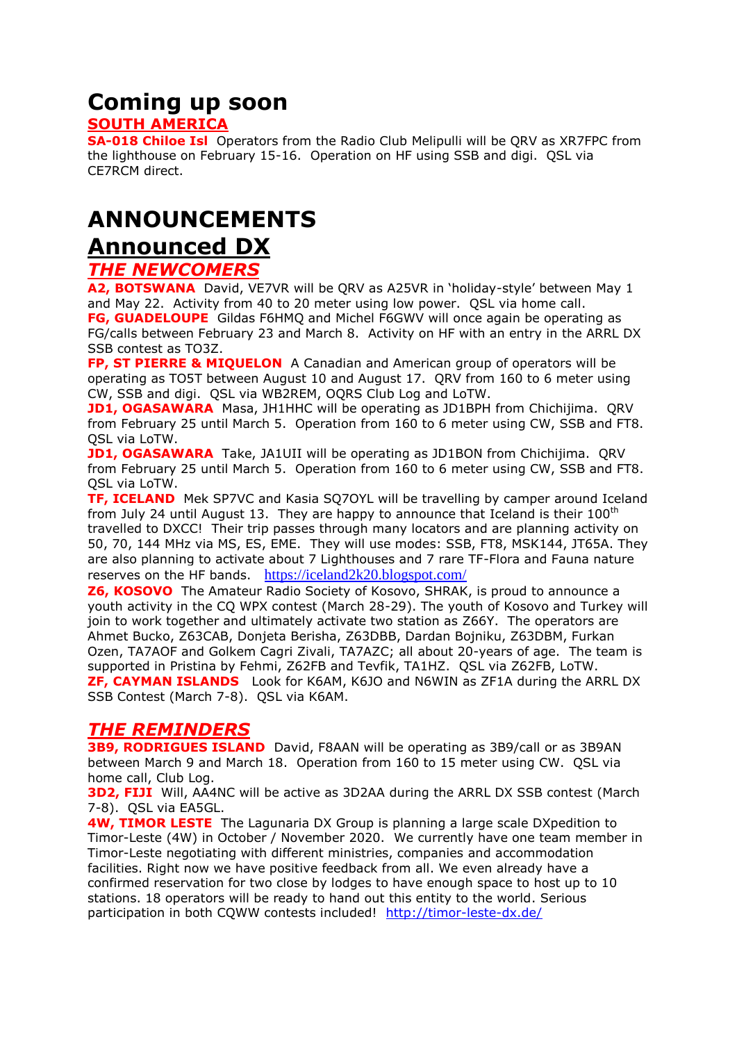# Coming up soon

## SOUTH AMERICA

**SA-018 Chiloe Isl** Operators from the Radio Club Melipulli will be QRV as XR7FPC from the lighthouse on February 15-16. Operation on HF using SSB and digi. QSL via CE7RCM direct.

# ANNOUNCEMENTS

# Announced DX

## *THE NEWCOMERS*

**A2, BOTSWANA** David, VE7VR will be QRV as A25VR in 'holiday-style' between May 1 and May 22. Activity from 40 to 20 meter using low power. QSL via home call.

**FG, GUADELOUPE** Gildas F6HMQ and Michel F6GWV will once again be operating as FG/calls between February 23 and March 8. Activity on HF with an entry in the ARRL DX SSB contest as TO3Z.

**FP, ST PIERRE & MIQUELON** A Canadian and American group of operators will be operating as TO5T between August 10 and August 17. QRV from 160 to 6 meter using CW, SSB and digi. QSL via WB2REM, OQRS Club Log and LoTW.

**JD1, OGASAWARA** Masa, JH1HHC will be operating as JD1BPH from Chichijima. QRV from February 25 until March 5. Operation from 160 to 6 meter using CW, SSB and FT8. QSL via LoTW.

**JD1, OGASAWARA** Take, JA1UII will be operating as JD1BON from Chichijima. QRV from February 25 until March 5. Operation from 160 to 6 meter using CW, SSB and FT8. QSL via LoTW.

**TF, ICELAND** Mek SP7VC and Kasia SQ7OYL will be travelling by camper around Iceland from July 24 until August 13. They are happy to announce that Iceland is their 100th travelled to DXCC! Their trip passes through many locators and are planning activity on 50, 70, 144 MHz via MS, ES, EME. They will use modes: SSB, FT8, MSK144, JT65A. They are also planning to activate about 7 Lighthouses and 7 rare TF-Flora and Fauna nature reserves on the HF bands. https://iceland2k20.blogspot.com/

**Z6, KOSOVO** The Amateur Radio Society of Kosovo, SHRAK, is proud to announce a youth activity in the CQ WPX contest (March 28-29). The youth of Kosovo and Turkey will join to work together and ultimately activate two station as Z66Y. The operators are Ahmet Bucko, Z63CAB, Donjeta Berisha, Z63DBB, Dardan Bojniku, Z63DBM, Furkan Ozen, TA7AOF and Golkem Cagri Zivali, TA7AZC; all about 20-years of age. The team is supported in Pristina by Fehmi, Z62FB and Tevfik, TA1HZ. QSL via Z62FB, LoTW.

**ZF, CAYMAN ISLANDS** Look for K6AM, K6JO and N6WIN as ZF1A during the ARRL DX SSB Contest (March 7-8). QSL via K6AM.

## *THE REMINDERS*

**3B9, RODRIGUES ISLAND** David, F8AAN will be operating as 3B9/call or as 3B9AN between March 9 and March 18. Operation from 160 to 15 meter using CW. QSL via home call, Club Log.

**3D2, FIJI** Will, AA4NC will be active as 3D2AA during the ARRL DX SSB contest (March 7-8). QSL via EA5GL.

**4W, TIMOR LESTE** The Lagunaria DX Group is planning a large scale DXpedition to Timor-Leste (4W) in October / November 2020. We currently have one team member in Timor-Leste negotiating with different ministries, companies and accommodation facilities. Right now we have positive feedback from all. We even already have a confirmed reservation for two close by lodges to have enough space to host up to 10 stations. 18 operators will be ready to hand out this entity to the world. Serious participation in both CQWW contests included! http://timor-leste-dx.de/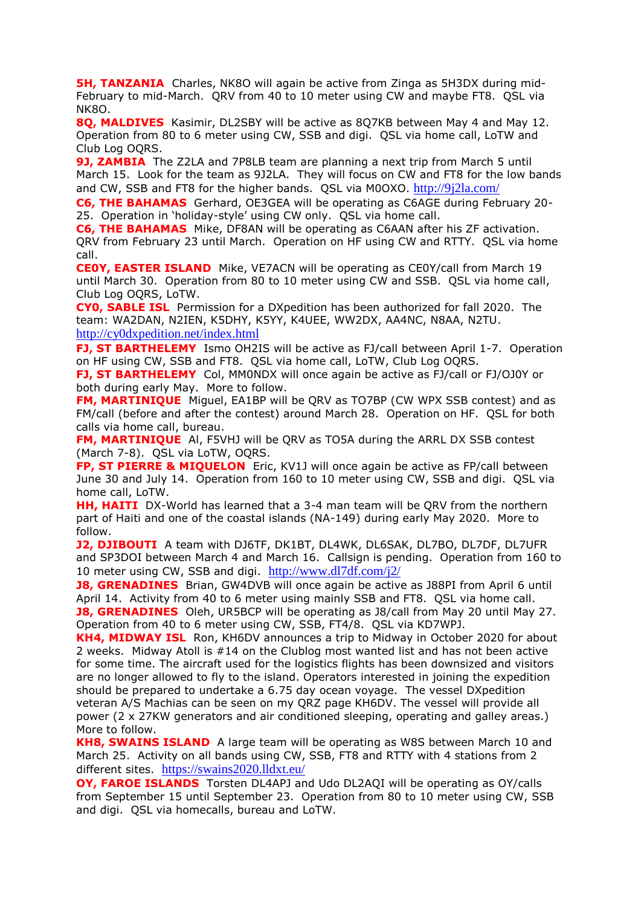**5H, TANZANIA** Charles, NK8O will again be active from Zinga as 5H3DX during mid-February to mid-March. QRV from 40 to 10 meter using CW and maybe FT8. QSL via NK8O.

**8Q, MALDIVES** Kasimir, DL2SBY will be active as 8Q7KB between May 4 and May 12. Operation from 80 to 6 meter using CW, SSB and digi. QSL via home call, LoTW and Club Log OQRS.

**9J, ZAMBIA** The Z2LA and 7P8LB team are planning a next trip from March 5 until March 15. Look for the team as 9J2LA. They will focus on CW and FT8 for the low bands and CW, SSB and FT8 for the higher bands. QSL via M0OXO. http://9j2la.com/

**C6, THE BAHAMAS** Gerhard, OE3GEA will be operating as C6AGE during February 20-25. Operation in 'holiday-style' using CW only. QSL via home call.

**C6, THE BAHAMAS** Mike, DF8AN will be operating as C6AAN after his ZF activation. QRV from February 23 until March. Operation on HF using CW and RTTY. QSL via home call.

**CE0Y, EASTER ISLAND** Mike, VE7ACN will be operating as CE0Y/call from March 19 until March 30. Operation from 80 to 10 meter using CW and SSB. QSL via home call, Club Log OQRS, LoTW.

**CY0, SABLE ISL** Permission for a DXpedition has been authorized for fall 2020. The team: WA2DAN, N2IEN, K5DHY, K5YY, K4UEE, WW2DX, AA4NC, N8AA, N2TU. http://cy0dxpedition.net/index.html

**FJ, ST BARTHELEMY** Ismo OH2IS will be active as FJ/call between April 1-7. Operation on HF using CW, SSB and FT8. QSL via home call, LoTW, Club Log OQRS.

**FJ, ST BARTHELEMY** Col, MM0NDX will once again be active as FJ/call or FJ/OJ0Y or both during early May. More to follow.

**FM, MARTINIQUE** Miguel, EA1BP will be QRV as TO7BP (CW WPX SSB contest) and as FM/call (before and after the contest) around March 28. Operation on HF. QSL for both calls via home call, bureau.

**FM, MARTINIQUE** Al, F5VHJ will be QRV as TO5A during the ARRL DX SSB contest (March 7-8). QSL via LoTW, OQRS.

**FP, ST PIERRE & MIQUELON** Eric, KV1J will once again be active as FP/call between June 30 and July 14. Operation from 160 to 10 meter using CW, SSB and digi. QSL via home call, LoTW.

**HH, HAITI** DX-World has learned that a 3-4 man team will be QRV from the northern part of Haiti and one of the coastal islands (NA-149) during early May 2020. More to follow.

**J2, DJIBOUTI** A team with DJ6TF, DK1BT, DL4WK, DL6SAK, DL7BO, DL7DF, DL7UFR and SP3DOI between March 4 and March 16. Callsign is pending. Operation from 160 to 10 meter using CW, SSB and digi. http://www.dl7df.com/j2/

**J8, GRENADINES** Brian, GW4DVB will once again be active as J88PI from April 6 until April 14. Activity from 40 to 6 meter using mainly SSB and FT8. QSL via home call.

**J8, GRENADINES** Oleh, UR5BCP will be operating as J8/call from May 20 until May 27. Operation from 40 to 6 meter using CW, SSB, FT4/8. QSL via KD7WPJ.

**KH4, MIDWAY ISL** Ron, KH6DV announces a trip to Midway in October 2020 for about 2 weeks. Midway Atoll is #14 on the Clublog most wanted list and has not been active for some time. The aircraft used for the logistics flights has been downsized and visitors are no longer allowed to fly to the island. Operators interested in joining the expedition should be prepared to undertake a 6.75 day ocean voyage. The vessel DXpedition veteran A/S Machias can be seen on my QRZ page KH6DV. The vessel will provide all power (2 x 27KW generators and air conditioned sleeping, operating and galley areas.) More to follow.

**KH8, SWAINS ISLAND** A large team will be operating as W8S between March 10 and March 25. Activity on all bands using CW, SSB, FT8 and RTTY with 4 stations from 2 different sites. https://swains2020.lldxt.eu/

**OY, FAROE ISLANDS** Torsten DL4APJ and Udo DL2AQI will be operating as OY/calls from September 15 until September 23. Operation from 80 to 10 meter using CW, SSB and digi. QSL via homecalls, bureau and LoTW.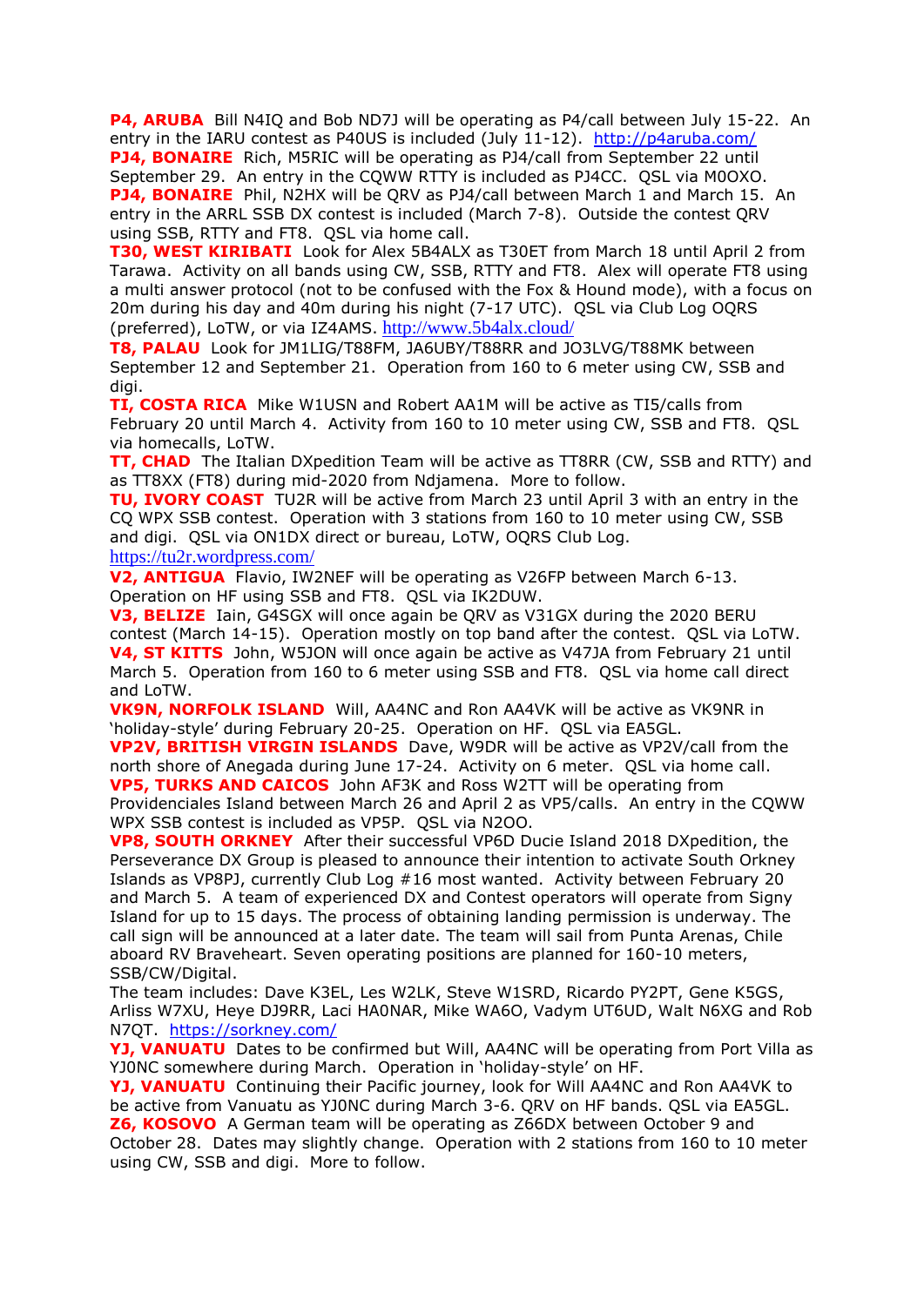**P4, ARUBA** Bill N4IQ and Bob ND7J will be operating as P4/call between July 15-22. An entry in the IARU contest as P40US is included (July 11-12). http://p4aruba.com/

**PJ4, BONAIRE** Rich, M5RIC will be operating as PJ4/call from September 22 until September 29. An entry in the CQWW RTTY is included as PJ4CC. QSL via M0OXO.

**PJ4, BONAIRE** Phil, N2HX will be QRV as PJ4/call between March 1 and March 15. An entry in the ARRL SSB DX contest is included (March 7-8). Outside the contest QRV using SSB, RTTY and FT8. QSL via home call.

**T30, WEST KIRIBATI** Look for Alex 5B4ALX as T30ET from March 18 until April 2 from Tarawa. Activity on all bands using CW, SSB, RTTY and FT8. Alex will operate FT8 using a multi answer protocol (not to be confused with the Fox & Hound mode), with a focus on 20m during his day and 40m during his night (7-17 UTC). QSL via Club Log OQRS (preferred), LoTW, or via IZ4AMS. http://www.5b4alx.cloud/

**T8, PALAU** Look for JM1LIG/T88FM, JA6UBY/T88RR and JO3LVG/T88MK between September 12 and September 21. Operation from 160 to 6 meter using CW, SSB and digi.

**TI, COSTA RICA** Mike W1USN and Robert AA1M will be active as TI5/calls from February 20 until March 4. Activity from 160 to 10 meter using CW, SSB and FT8. QSL via homecalls, LoTW.

**TT, CHAD** The Italian DXpedition Team will be active as TT8RR (CW, SSB and RTTY) and as TT8XX (FT8) during mid-2020 from Ndjamena. More to follow.

**TU, IVORY COAST** TU2R will be active from March 23 until April 3 with an entry in the CQ WPX SSB contest. Operation with 3 stations from 160 to 10 meter using CW, SSB and digi. QSL via ON1DX direct or bureau, LoTW, OQRS Club Log. https://tu2r.wordpress.com/

**V2, ANTIGUA** Flavio, IW2NEF will be operating as V26FP between March 6-13. Operation on HF using SSB and FT8. QSL via IK2DUW.

**V3, BELIZE** Iain, G4SGX will once again be QRV as V31GX during the 2020 BERU contest (March 14-15). Operation mostly on top band after the contest. QSL via LoTW.

**V4, ST KITTS** John, W5JON will once again be active as V47JA from February 21 until March 5. Operation from 160 to 6 meter using SSB and FT8. QSL via home call direct and LoTW.

**VK9N, NORFOLK ISLAND** Will, AA4NC and Ron AA4VK will be active as VK9NR in 'holiday-style' during February 20-25. Operation on HF. QSL via EA5GL.

**VP2V, BRITISH VIRGIN ISLANDS** Dave, W9DR will be active as VP2V/call from the north shore of Anegada during June 17-24. Activity on 6 meter. QSL via home call.

**VP5, TURKS AND CAICOS** John AF3K and Ross W2TT will be operating from Providenciales Island between March 26 and April 2 as VP5/calls. An entry in the CQWW WPX SSB contest is included as VP5P. QSL via N2OO.

**VP8, SOUTH ORKNEY** After their successful VP6D Ducie Island 2018 DXpedition, the Perseverance DX Group is pleased to announce their intention to activate South Orkney Islands as VP8PJ, currently Club Log #16 most wanted. Activity between February 20 and March 5. A team of experienced DX and Contest operators will operate from Signy Island for up to 15 days. The process of obtaining landing permission is underway. The call sign will be announced at a later date. The team will sail from Punta Arenas, Chile aboard RV Braveheart. Seven operating positions are planned for 160-10 meters, SSB/CW/Digital.
The team includes: Dave K3EL, Les W2LK, Steve W1SRD, Ricardo PY2PT, Gene K5GS, Arliss W7XU, Heye DJ9RR, Laci HA0NAR, Mike WA6O, Vadym UT6UD, Walt N6XG and Rob N7QT. https://sorkney.com/

**YJ, VANUATU** Dates to be confirmed but Will, AA4NC will be operating from Port Villa as YJ0NC somewhere during March. Operation in 'holiday-style' on HF.

**YJ, VANUATU** Continuing their Pacific journey, look for Will AA4NC and Ron AA4VK to be active from Vanuatu as YJ0NC during March 3-6. QRV on HF bands. QSL via EA5GL.

**Z6, KOSOVO** A German team will be operating as Z66DX between October 9 and October 28. Dates may slightly change. Operation with 2 stations from 160 to 10 meter using CW, SSB and digi. More to follow.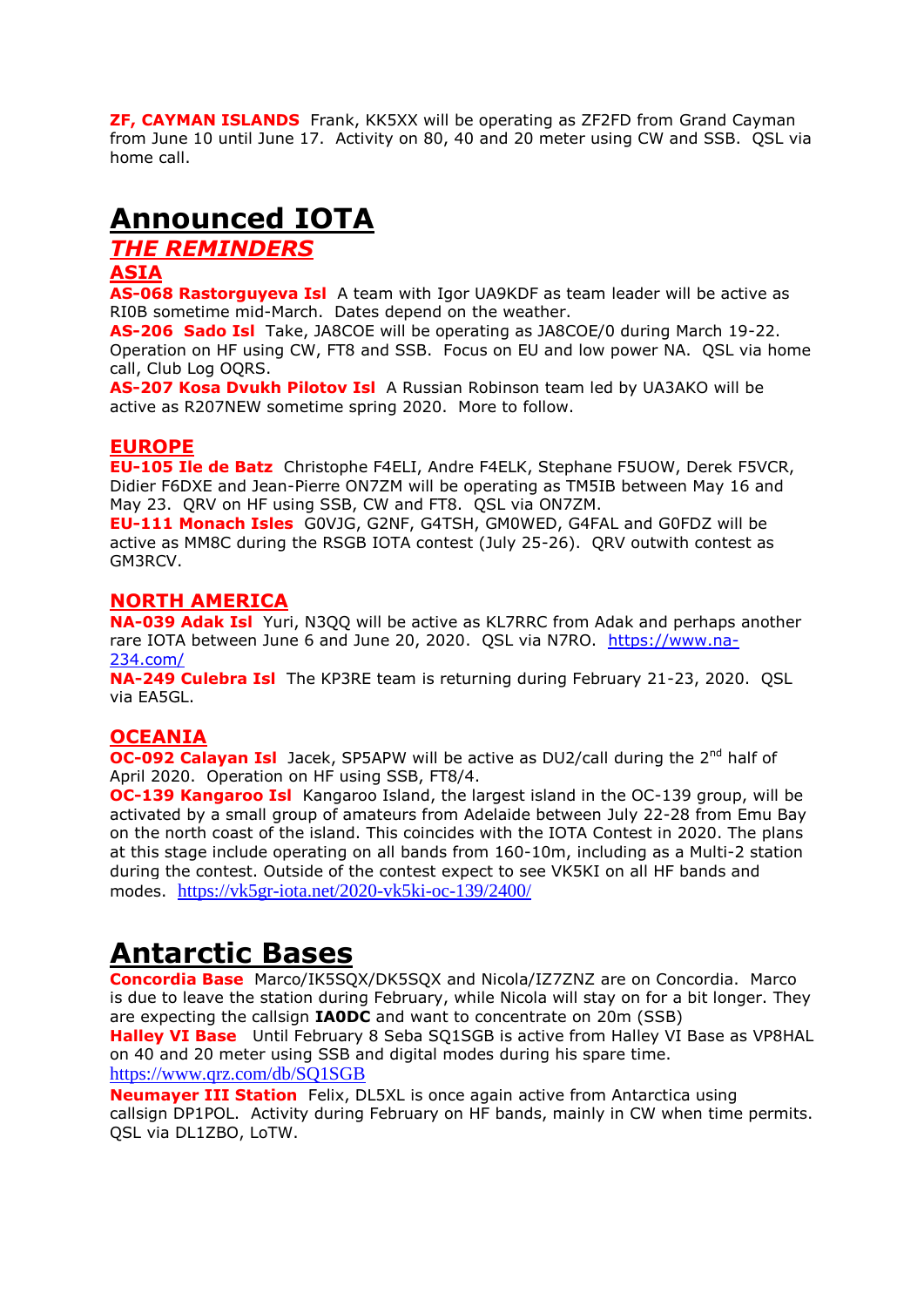**ZF, CAYMAN ISLANDS** Frank, KK5XX will be operating as ZF2FD from Grand Cayman from June 10 until June 17. Activity on 80, 40 and 20 meter using CW and SSB. QSL via home call.

# Announced IOTA

## *THE REMINDERS*

### ASIA

**AS-068 Rastorguyeva Isl** A team with Igor UA9KDF as team leader will be active as RI0B sometime mid-March. Dates depend on the weather.

**AS-206 Sado Isl** Take, JA8COE will be operating as JA8COE/0 during March 19-22. Operation on HF using CW, FT8 and SSB. Focus on EU and low power NA. QSL via home call, Club Log OQRS.

**AS-207 Kosa Dvukh Pilotov Isl** A Russian Robinson team led by UA3AKO will be active as R207NEW sometime spring 2020. More to follow.

### EUROPE

**EU-105 Ile de Batz** Christophe F4ELI, Andre F4ELK, Stephane F5UOW, Derek F5VCR, Didier F6DXE and Jean-Pierre ON7ZM will be operating as TM5IB between May 16 and May 23. QRV on HF using SSB, CW and FT8. QSL via ON7ZM.

**EU-111 Monach Isles** G0VJG, G2NF, G4TSH, GM0WED, G4FAL and G0FDZ will be active as MM8C during the RSGB IOTA contest (July 25-26). QRV outwith contest as GM3RCV.

### NORTH AMERICA

**NA-039 Adak Isl** Yuri, N3QQ will be active as KL7RRC from Adak and perhaps another rare IOTA between June 6 and June 20, 2020. QSL via N7RO. https://www.na-234.com/

**NA-249 Culebra Isl** The KP3RE team is returning during February 21-23, 2020. QSL via EA5GL.

### OCEANIA

**OC-092 Calayan Isl** Jacek, SP5APW will be active as DU2/call during the 2nd half of April 2020. Operation on HF using SSB, FT8/4.

**OC-139 Kangaroo Isl** Kangaroo Island, the largest island in the OC-139 group, will be activated by a small group of amateurs from Adelaide between July 22-28 from Emu Bay on the north coast of the island. This coincides with the IOTA Contest in 2020. The plans at this stage include operating on all bands from 160-10m, including as a Multi-2 station during the contest. Outside of the contest expect to see VK5KI on all HF bands and modes. https://vk5gr-iota.net/2020-vk5ki-oc-139/2400/

# Antarctic Bases

**Concordia Base** Marco/IK5SQX/DK5SQX and Nicola/IZ7ZNZ are on Concordia. Marco is due to leave the station during February, while Nicola will stay on for a bit longer. They are expecting the callsign **IA0DC** and want to concentrate on 20m (SSB)

**Halley VI Base** Until February 8 Seba SQ1SGB is active from Halley VI Base as VP8HAL on 40 and 20 meter using SSB and digital modes during his spare time. https://www.qrz.com/db/SQ1SGB

**Neumayer III Station** Felix, DL5XL is once again active from Antarctica using callsign DP1POL. Activity during February on HF bands, mainly in CW when time permits. QSL via DL1ZBO, LoTW.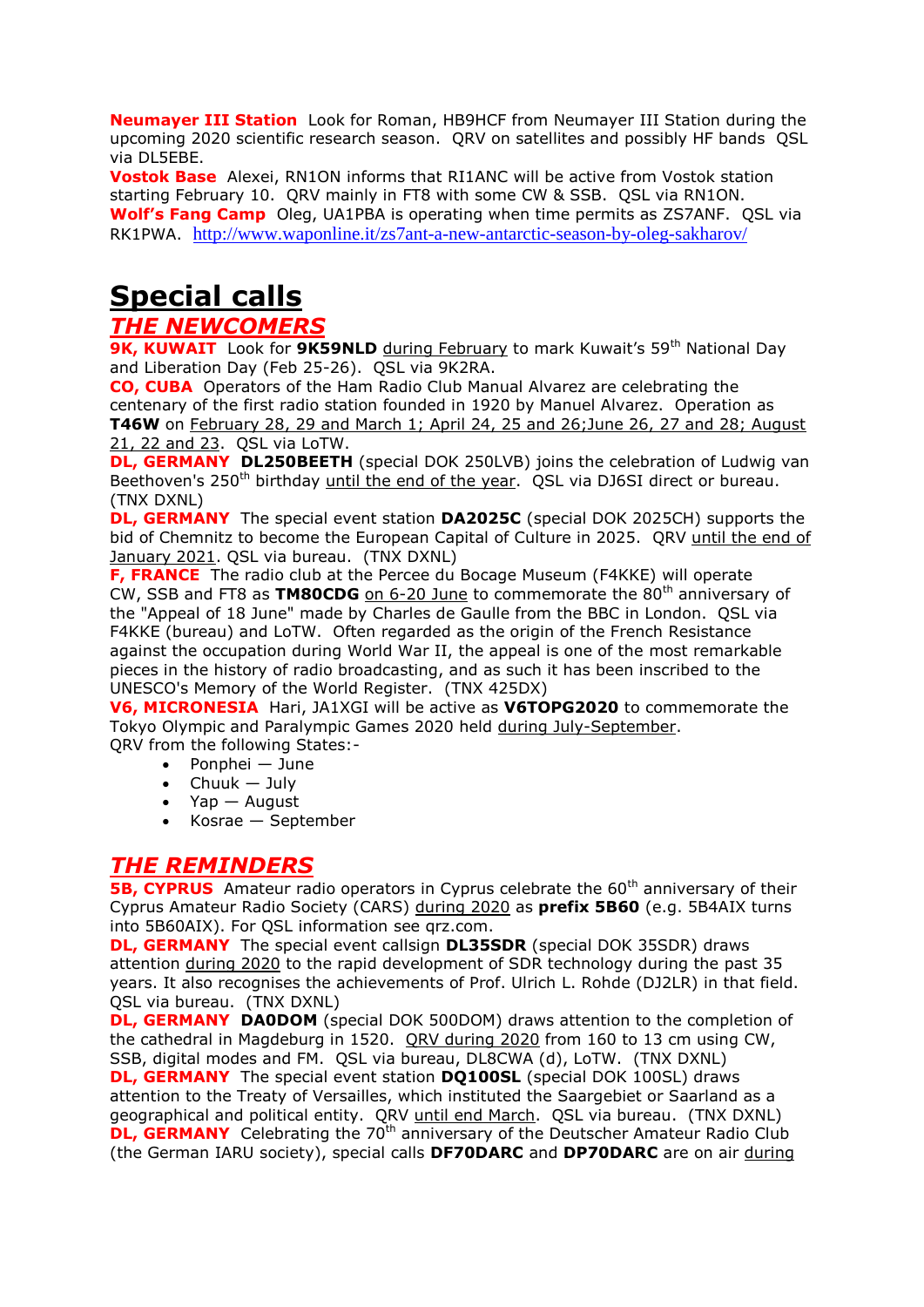**Neumayer III Station** Look for Roman, HB9HCF from Neumayer III Station during the upcoming 2020 scientific research season. QRV on satellites and possibly HF bands QSL via DL5EBE.

**Vostok Base** Alexei, RN1ON informs that RI1ANC will be active from Vostok station starting February 10. QRV mainly in FT8 with some CW & SSB. QSL via RN1ON.

**Wolf's Fang Camp** Oleg, UA1PBA is operating when time permits as ZS7ANF. QSL via RK1PWA. http://www.waponline.it/zs7ant-a-new-antarctic-season-by-oleg-sakharov/

# Special calls

## *THE NEWCOMERS*

**9K, KUWAIT** Look for **9K59NLD** during February to mark Kuwait's 59th National Day and Liberation Day (Feb 25-26). QSL via 9K2RA.

**CO, CUBA** Operators of the Ham Radio Club Manual Alvarez are celebrating the centenary of the first radio station founded in 1920 by Manuel Alvarez. Operation as **T46W** on February 28, 29 and March 1; April 24, 25 and 26;June 26, 27 and 28; August 21, 22 and 23. QSL via LoTW.

**DL, GERMANY** **DL250BEETH** (special DOK 250LVB) joins the celebration of Ludwig van Beethoven's 250th birthday until the end of the year. QSL via DJ6SI direct or bureau. (TNX DXNL)

**DL, GERMANY** The special event station **DA2025C** (special DOK 2025CH) supports the bid of Chemnitz to become the European Capital of Culture in 2025. QRV until the end of January 2021. QSL via bureau. (TNX DXNL)

**F, FRANCE** The radio club at the Percee du Bocage Museum (F4KKE) will operate CW, SSB and FT8 as **TM80CDG** on 6-20 June to commemorate the 80th anniversary of the "Appeal of 18 June" made by Charles de Gaulle from the BBC in London. QSL via F4KKE (bureau) and LoTW. Often regarded as the origin of the French Resistance against the occupation during World War II, the appeal is one of the most remarkable pieces in the history of radio broadcasting, and as such it has been inscribed to the UNESCO's Memory of the World Register. (TNX 425DX)

**V6, MICRONESIA** Hari, JA1XGI will be active as **V6TOPG2020** to commemorate the Tokyo Olympic and Paralympic Games 2020 held during July-September.
QRV from the following States:-

- Ponphei — June
- Chuuk — July
- Yap — August
- Kosrae — September

## *THE REMINDERS*

**5B, CYPRUS** Amateur radio operators in Cyprus celebrate the 60th anniversary of their Cyprus Amateur Radio Society (CARS) during 2020 as **prefix 5B60** (e.g. 5B4AIX turns into 5B60AIX). For QSL information see qrz.com.

**DL, GERMANY** The special event callsign **DL35SDR** (special DOK 35SDR) draws attention during 2020 to the rapid development of SDR technology during the past 35 years. It also recognises the achievements of Prof. Ulrich L. Rohde (DJ2LR) in that field. QSL via bureau. (TNX DXNL)

**DL, GERMANY** **DA0DOM** (special DOK 500DOM) draws attention to the completion of the cathedral in Magdeburg in 1520. QRV during 2020 from 160 to 13 cm using CW, SSB, digital modes and FM. QSL via bureau, DL8CWA (d), LoTW. (TNX DXNL)

**DL, GERMANY** The special event station **DQ100SL** (special DOK 100SL) draws attention to the Treaty of Versailles, which instituted the Saargebiet or Saarland as a geographical and political entity. QRV until end March. QSL via bureau. (TNX DXNL)

**DL, GERMANY** Celebrating the 70th anniversary of the Deutscher Amateur Radio Club (the German IARU society), special calls **DF70DARC** and **DP70DARC** are on air during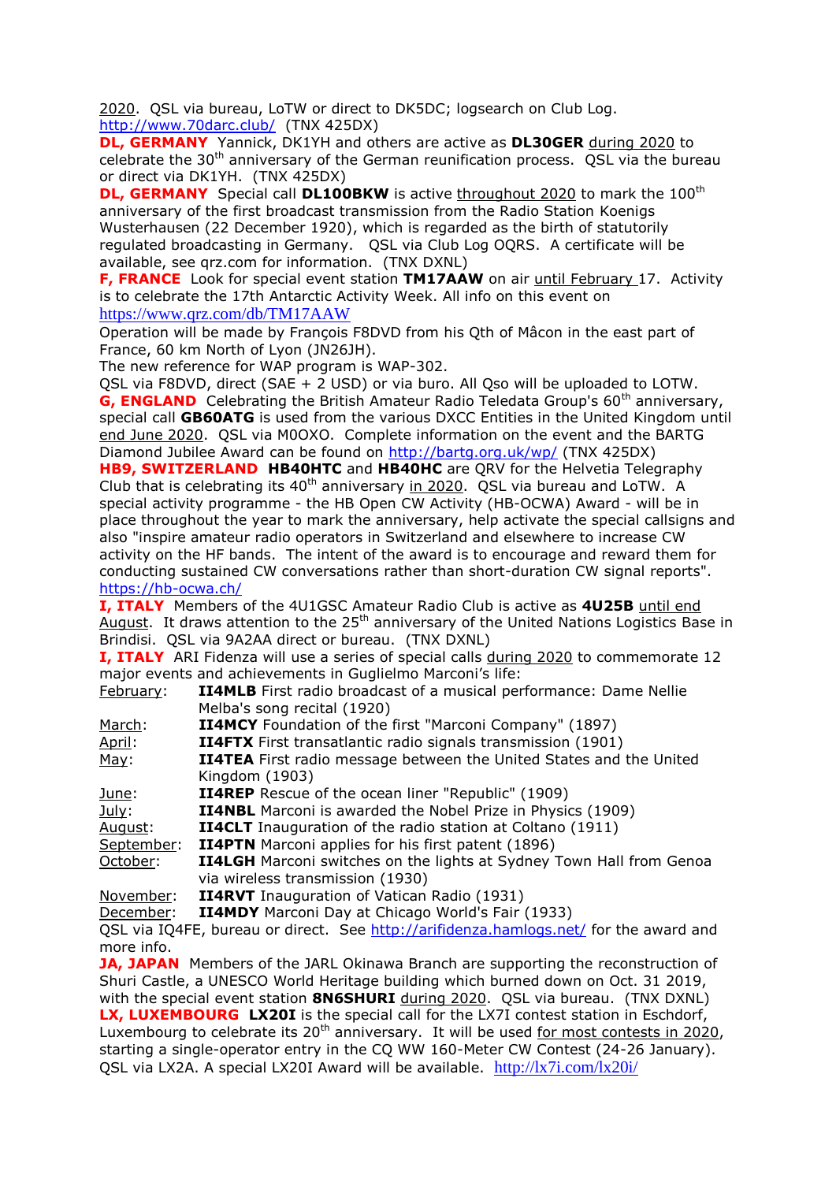2020. QSL via bureau, LoTW or direct to DK5DC; logsearch on Club Log. http://www.70darc.club/ (TNX 425DX)

**DL, GERMANY** Yannick, DK1YH and others are active as **DL30GER** during 2020 to celebrate the 30th anniversary of the German reunification process. QSL via the bureau or direct via DK1YH. (TNX 425DX)

**DL, GERMANY** Special call **DL100BKW** is active throughout 2020 to mark the 100th anniversary of the first broadcast transmission from the Radio Station Koenigs Wusterhausen (22 December 1920), which is regarded as the birth of statutorily regulated broadcasting in Germany. QSL via Club Log OQRS. A certificate will be available, see qrz.com for information. (TNX DXNL)

**F, FRANCE** Look for special event station **TM17AAW** on air until February 17. Activity is to celebrate the 17th Antarctic Activity Week. All info on this event on https://www.qrz.com/db/TM17AAW

Operation will be made by François F8DVD from his Qth of Mâcon in the east part of France, 60 km North of Lyon (JN26JH).

The new reference for WAP program is WAP-302.

QSL via F8DVD, direct (SAE + 2 USD) or via buro. All Qso will be uploaded to LOTW.

**G, ENGLAND** Celebrating the British Amateur Radio Teledata Group's 60th anniversary, special call **GB60ATG** is used from the various DXCC Entities in the United Kingdom until end June 2020. QSL via M0OXO. Complete information on the event and the BARTG Diamond Jubilee Award can be found on http://bartg.org.uk/wp/ (TNX 425DX)

**HB9, SWITZERLAND** **HB40HTC** and **HB40HC** are QRV for the Helvetia Telegraphy Club that is celebrating its 40th anniversary in 2020. QSL via bureau and LoTW. A special activity programme - the HB Open CW Activity (HB-OCWA) Award - will be in place throughout the year to mark the anniversary, help activate the special callsigns and also "inspire amateur radio operators in Switzerland and elsewhere to increase CW activity on the HF bands. The intent of the award is to encourage and reward them for conducting sustained CW conversations rather than short-duration CW signal reports". https://hb-ocwa.ch/

**I, ITALY** Members of the 4U1GSC Amateur Radio Club is active as **4U25B** until end August. It draws attention to the 25th anniversary of the United Nations Logistics Base in Brindisi. QSL via 9A2AA direct or bureau. (TNX DXNL)

**I, ITALY** ARI Fidenza will use a series of special calls during 2020 to commemorate 12 major events and achievements in Guglielmo Marconi's life:

| | |
|---|---|
| February: | **II4MLB** First radio broadcast of a musical performance: Dame Nellie Melba's song recital (1920) |
| March: | **II4MCY** Foundation of the first "Marconi Company" (1897) |
| April: | **II4FTX** First transatlantic radio signals transmission (1901) |
| May: | **II4TEA** First radio message between the United States and the United Kingdom (1903) |
| June: | **II4REP** Rescue of the ocean liner "Republic" (1909) |
| July: | **II4NBL** Marconi is awarded the Nobel Prize in Physics (1909) |
| August: | **II4CLT** Inauguration of the radio station at Coltano (1911) |
| September: | **II4PTN** Marconi applies for his first patent (1896) |
| October: | **II4LGH** Marconi switches on the lights at Sydney Town Hall from Genoa via wireless transmission (1930) |
| November: | **II4RVT** Inauguration of Vatican Radio (1931) |
| December: | **II4MDY** Marconi Day at Chicago World's Fair (1933) |

QSL via IQ4FE, bureau or direct. See http://arifidenza.hamlogs.net/ for the award and more info.

**JA, JAPAN** Members of the JARL Okinawa Branch are supporting the reconstruction of Shuri Castle, a UNESCO World Heritage building which burned down on Oct. 31 2019, with the special event station **8N6SHURI** during 2020. QSL via bureau. (TNX DXNL)

**LX, LUXEMBOURG** **LX20I** is the special call for the LX7I contest station in Eschdorf, Luxembourg to celebrate its 20th anniversary. It will be used for most contests in 2020, starting a single-operator entry in the CQ WW 160-Meter CW Contest (24-26 January). QSL via LX2A. A special LX20I Award will be available. http://lx7i.com/lx20i/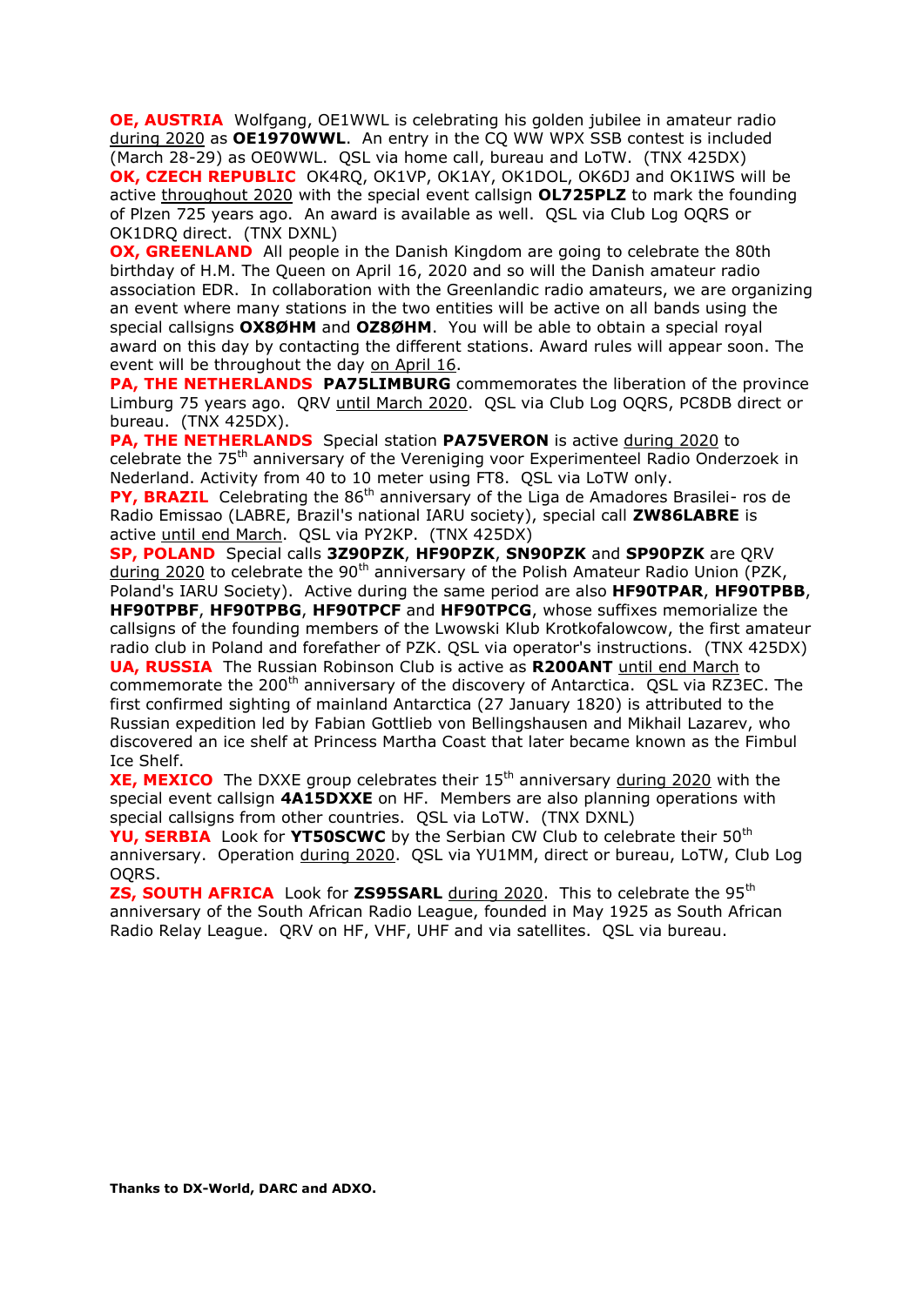**OE, AUSTRIA** Wolfgang, OE1WWL is celebrating his golden jubilee in amateur radio during 2020 as **OE1970WWL**. An entry in the CQ WW WPX SSB contest is included (March 28-29) as OE0WWL. QSL via home call, bureau and LoTW. (TNX 425DX)

**OK, CZECH REPUBLIC** OK4RQ, OK1VP, OK1AY, OK1DOL, OK6DJ and OK1IWS will be active throughout 2020 with the special event callsign **OL725PLZ** to mark the founding of Plzen 725 years ago. An award is available as well. QSL via Club Log OQRS or OK1DRQ direct. (TNX DXNL)

**OX, GREENLAND** All people in the Danish Kingdom are going to celebrate the 80th birthday of H.M. The Queen on April 16, 2020 and so will the Danish amateur radio association EDR. In collaboration with the Greenlandic radio amateurs, we are organizing an event where many stations in the two entities will be active on all bands using the special callsigns **OX8ØHM** and **OZ8ØHM**. You will be able to obtain a special royal award on this day by contacting the different stations. Award rules will appear soon. The event will be throughout the day on April 16.

**PA, THE NETHERLANDS** **PA75LIMBURG** commemorates the liberation of the province Limburg 75 years ago. QRV until March 2020. QSL via Club Log OQRS, PC8DB direct or bureau. (TNX 425DX).

**PA, THE NETHERLANDS** Special station **PA75VERON** is active during 2020 to celebrate the 75th anniversary of the Vereniging voor Experimenteel Radio Onderzoek in Nederland. Activity from 40 to 10 meter using FT8. QSL via LoTW only.

**PY, BRAZIL** Celebrating the 86th anniversary of the Liga de Amadores Brasilei- ros de Radio Emissao (LABRE, Brazil's national IARU society), special call **ZW86LABRE** is active until end March. QSL via PY2KP. (TNX 425DX)

**SP, POLAND** Special calls **3Z90PZK**, **HF90PZK**, **SN90PZK** and **SP90PZK** are QRV during 2020 to celebrate the 90th anniversary of the Polish Amateur Radio Union (PZK, Poland's IARU Society). Active during the same period are also **HF90TPAR**, **HF90TPBB**, **HF90TPBF**, **HF90TPBG**, **HF90TPCF** and **HF90TPCG**, whose suffixes memorialize the callsigns of the founding members of the Lwowski Klub Krotkofalowcow, the first amateur radio club in Poland and forefather of PZK. QSL via operator's instructions. (TNX 425DX)

**UA, RUSSIA** The Russian Robinson Club is active as **R200ANT** until end March to commemorate the 200th anniversary of the discovery of Antarctica. QSL via RZ3EC. The first confirmed sighting of mainland Antarctica (27 January 1820) is attributed to the Russian expedition led by Fabian Gottlieb von Bellingshausen and Mikhail Lazarev, who discovered an ice shelf at Princess Martha Coast that later became known as the Fimbul Ice Shelf.

**XE, MEXICO** The DXXE group celebrates their 15th anniversary during 2020 with the special event callsign **4A15DXXE** on HF. Members are also planning operations with special callsigns from other countries. QSL via LoTW. (TNX DXNL)

**YU, SERBIA** Look for **YT50SCWC** by the Serbian CW Club to celebrate their 50th anniversary. Operation during 2020. QSL via YU1MM, direct or bureau, LoTW, Club Log OQRS.

**ZS, SOUTH AFRICA** Look for **ZS95SARL** during 2020. This to celebrate the 95th anniversary of the South African Radio League, founded in May 1925 as South African Radio Relay League. QRV on HF, VHF, UHF and via satellites. QSL via bureau.

**Thanks to DX-World, DARC and ADXO.**